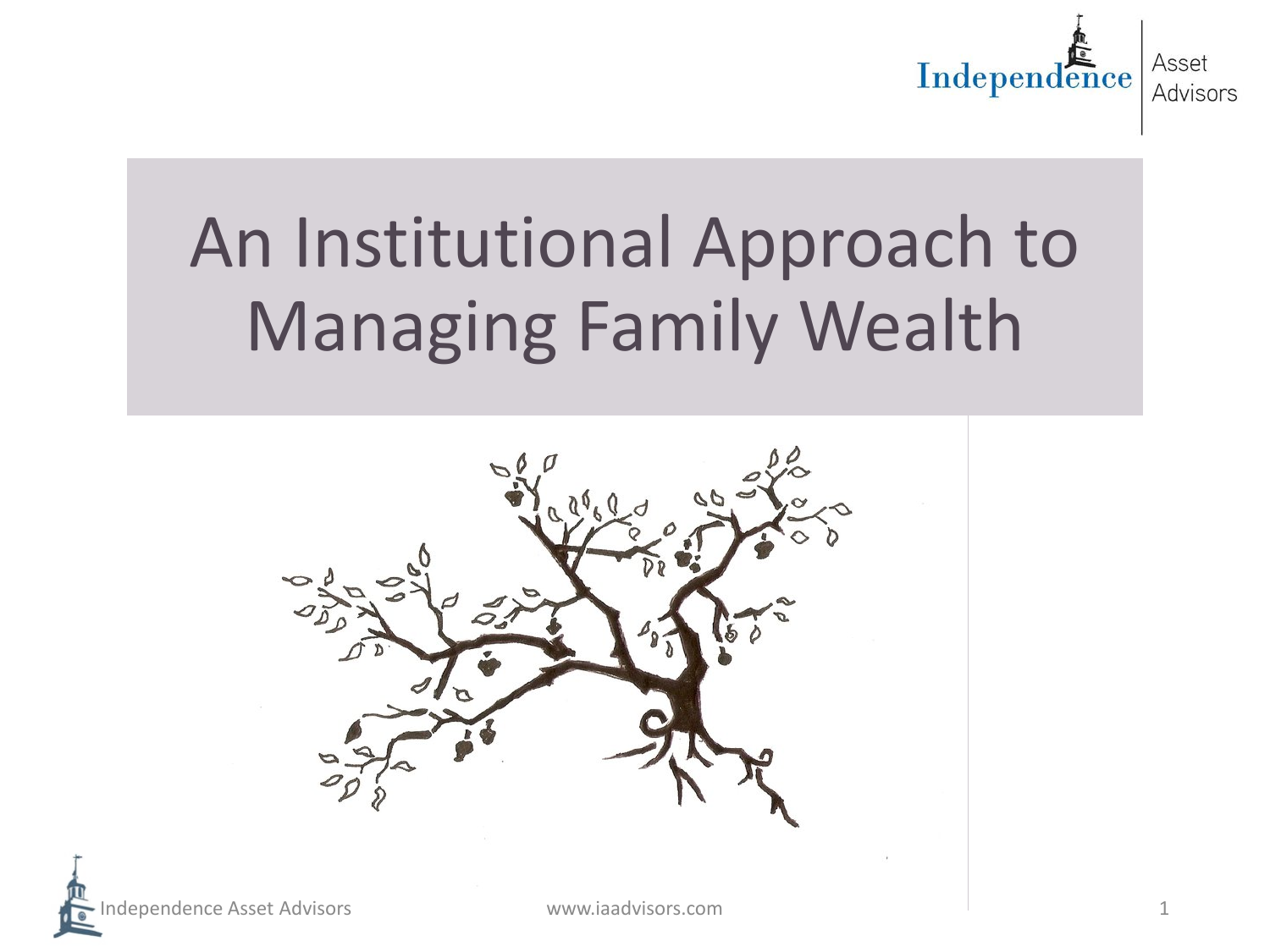# An Institutional Approach to Managing Family Wealth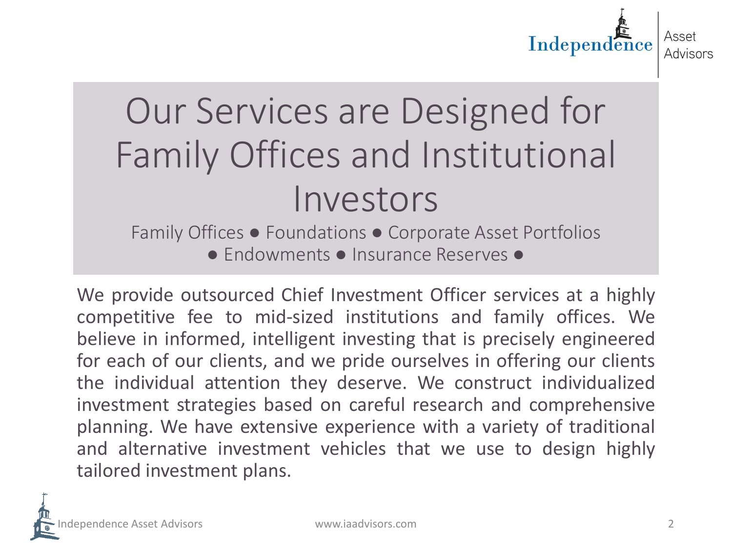# Our Services are Designed for Family Offices and Institutional Investors

Family Offices ● Foundations ● Corporate Asset Portfolios ● Endowments ● Insurance Reserves ●

We provide outsourced Chief Investment Officer services at a highly competitive fee to mid-sized institutions and family offices. We believe in informed, intelligent investing that is precisely engineered for each of our clients, and we pride ourselves in offering our clients the individual attention they deserve. We construct individualized investment strategies based on careful research and comprehensive planning. We have extensive experience with a variety of traditional and alternative investment vehicles that we use to design highly tailored investment plans.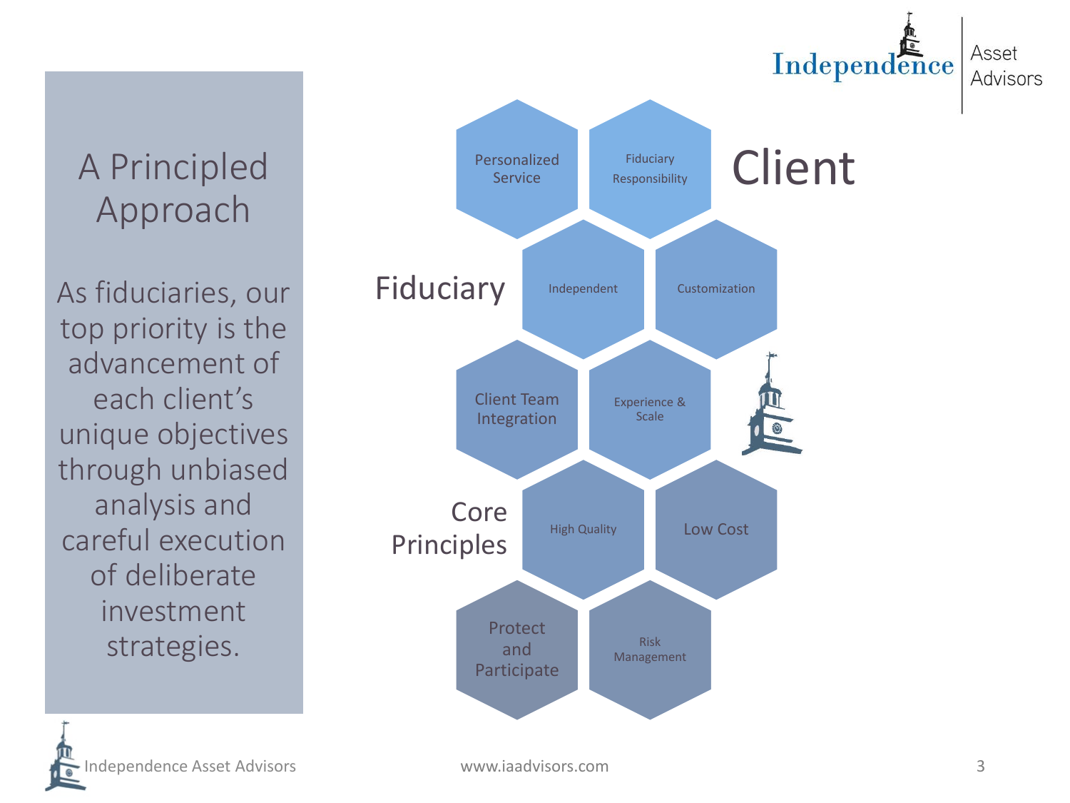# A Principled Approach

As fiduciaries, our top priority is the advancement of each client's unique objectives through unbiased analysis and careful execution of deliberate investment strategies.

## Client

- Personalized Service
- Fiduciary Responsibility

## Fiduciary

- Independent
- Customization
- Client Team Integration
- Experience & Scale

## Core Principles

- High Quality
- Low Cost
- Protect and Participate
- Risk Management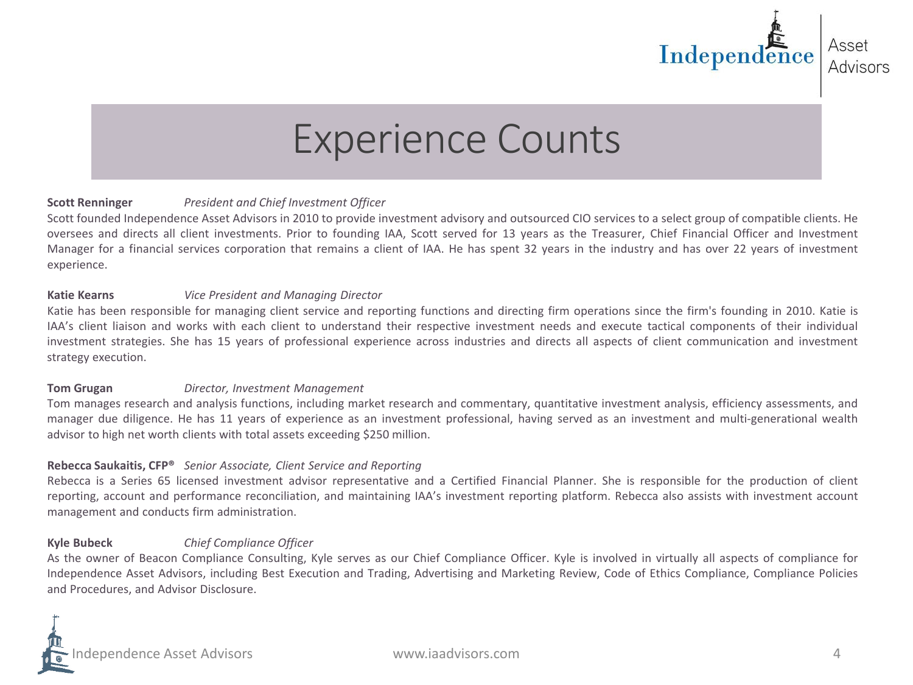# Experience Counts

**Scott Renninger** *President and Chief Investment Officer*

Scott founded Independence Asset Advisors in 2010 to provide investment advisory and outsourced CIO services to a select group of compatible clients. He oversees and directs all client investments. Prior to founding IAA, Scott served for 13 years as the Treasurer, Chief Financial Officer and Investment Manager for a financial services corporation that remains a client of IAA. He has spent 32 years in the industry and has over 22 years of investment experience.

**Katie Kearns** *Vice President and Managing Director*

Katie has been responsible for managing client service and reporting functions and directing firm operations since the firm's founding in 2010. Katie is IAA's client liaison and works with each client to understand their respective investment needs and execute tactical components of their individual investment strategies. She has 15 years of professional experience across industries and directs all aspects of client communication and investment strategy execution.

**Tom Grugan** *Director, Investment Management*

Tom manages research and analysis functions, including market research and commentary, quantitative investment analysis, efficiency assessments, and manager due diligence. He has 11 years of experience as an investment professional, having served as an investment and multi-generational wealth advisor to high net worth clients with total assets exceeding $250 million.

**Rebecca Saukaitis, CFP®** *Senior Associate, Client Service and Reporting*

Rebecca is a Series 65 licensed investment advisor representative and a Certified Financial Planner. She is responsible for the production of client reporting, account and performance reconciliation, and maintaining IAA's investment reporting platform. Rebecca also assists with investment account management and conducts firm administration.

**Kyle Bubeck** *Chief Compliance Officer*

As the owner of Beacon Compliance Consulting, Kyle serves as our Chief Compliance Officer. Kyle is involved in virtually all aspects of compliance for Independence Asset Advisors, including Best Execution and Trading, Advertising and Marketing Review, Code of Ethics Compliance, Compliance Policies and Procedures, and Advisor Disclosure.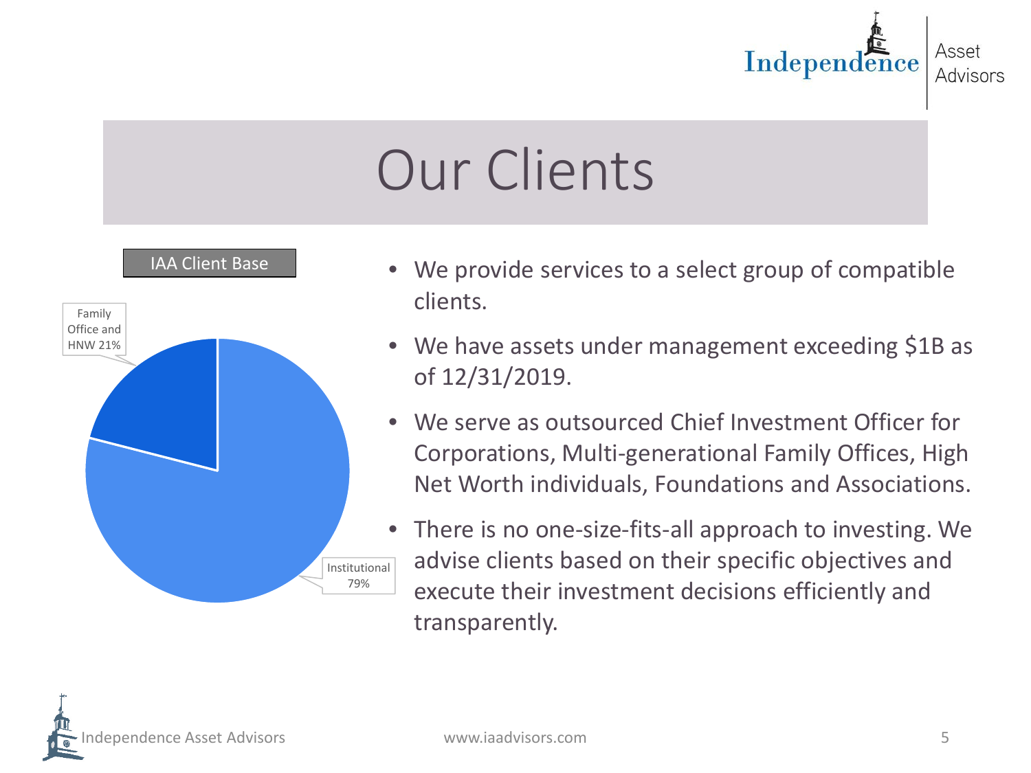# Our Clients

**IAA Client Base**

| Client Type | Share |
|---|---|
| Family Office and HNW | 21% |
| Institutional | 79% |

- We provide services to a select group of compatible clients.
- We have assets under management exceeding $1B as of 12/31/2019.
- We serve as outsourced Chief Investment Officer for Corporations, Multi-generational Family Offices, High Net Worth individuals, Foundations and Associations.
- There is no one-size-fits-all approach to investing. We advise clients based on their specific objectives and execute their investment decisions efficiently and transparently.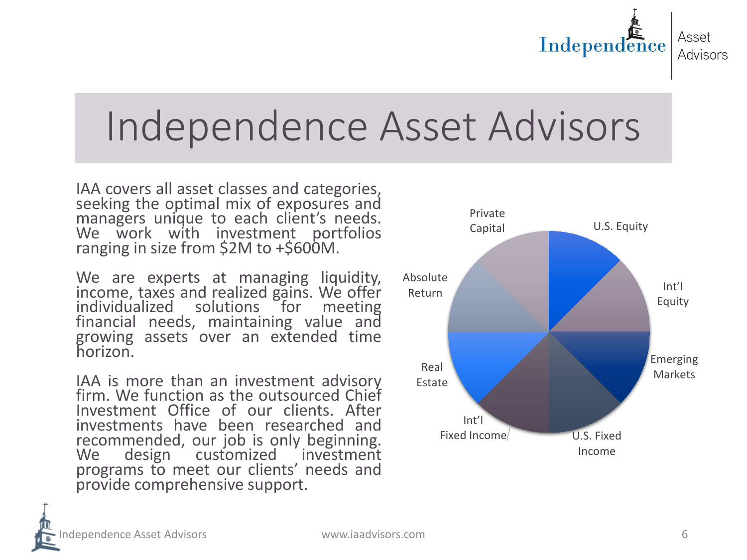# Independence Asset Advisors

IAA covers all asset classes and categories, seeking the optimal mix of exposures and managers unique to each client's needs. We work with investment portfolios ranging in size from $2M to +$600M.

We are experts at managing liquidity, income, taxes and realized gains. We offer individualized solutions for meeting financial needs, maintaining value and growing assets over an extended time horizon.

IAA is more than an investment advisory firm. We function as the outsourced Chief Investment Office of our clients. After investments have been researched and recommended, our job is only beginning. We design customized investment programs to meet our clients' needs and provide comprehensive support.

- U.S. Equity
- Int'l Equity
- Emerging Markets
- U.S. Fixed Income
- Int'l Fixed Income
- Real Estate
- Absolute Return
- Private Capital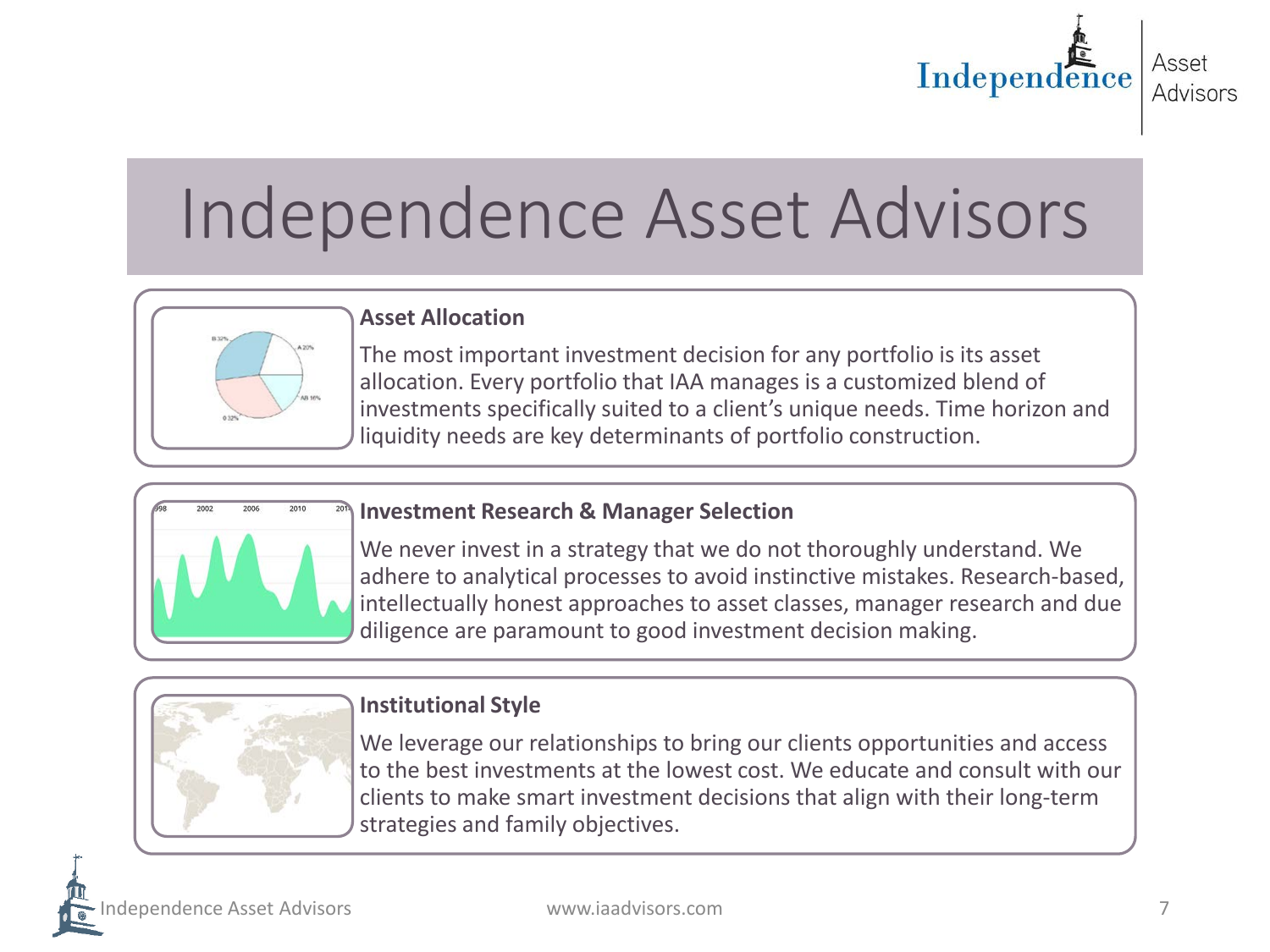# Independence Asset Advisors

### Asset Allocation

The most important investment decision for any portfolio is its asset allocation. Every portfolio that IAA manages is a customized blend of investments specifically suited to a client's unique needs. Time horizon and liquidity needs are key determinants of portfolio construction.

### Investment Research & Manager Selection

We never invest in a strategy that we do not thoroughly understand. We adhere to analytical processes to avoid instinctive mistakes. Research-based, intellectually honest approaches to asset classes, manager research and due diligence are paramount to good investment decision making.

### Institutional Style

We leverage our relationships to bring our clients opportunities and access to the best investments at the lowest cost. We educate and consult with our clients to make smart investment decisions that align with their long-term strategies and family objectives.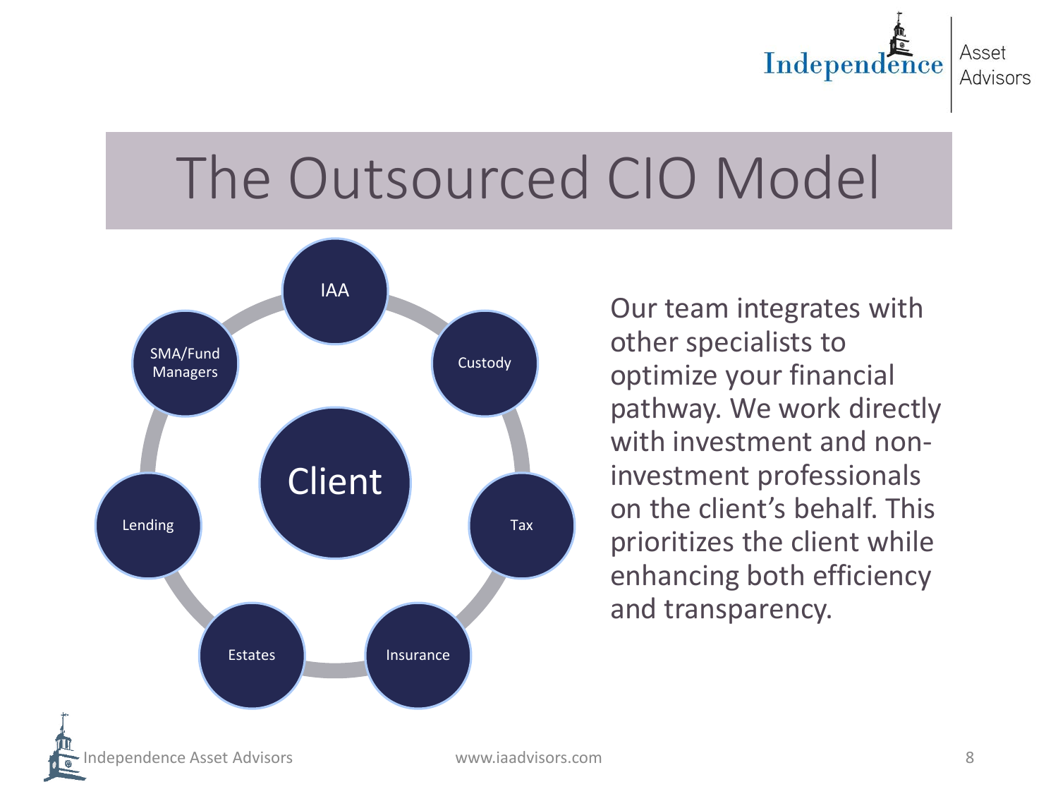# The Outsourced CIO Model

- Client
  - IAA
  - Custody
  - Tax
  - Insurance
  - Estates
  - Lending
  - SMA/Fund Managers

Our team integrates with other specialists to optimize your financial pathway. We work directly with investment and non-investment professionals on the client's behalf. This prioritizes the client while enhancing both efficiency and transparency.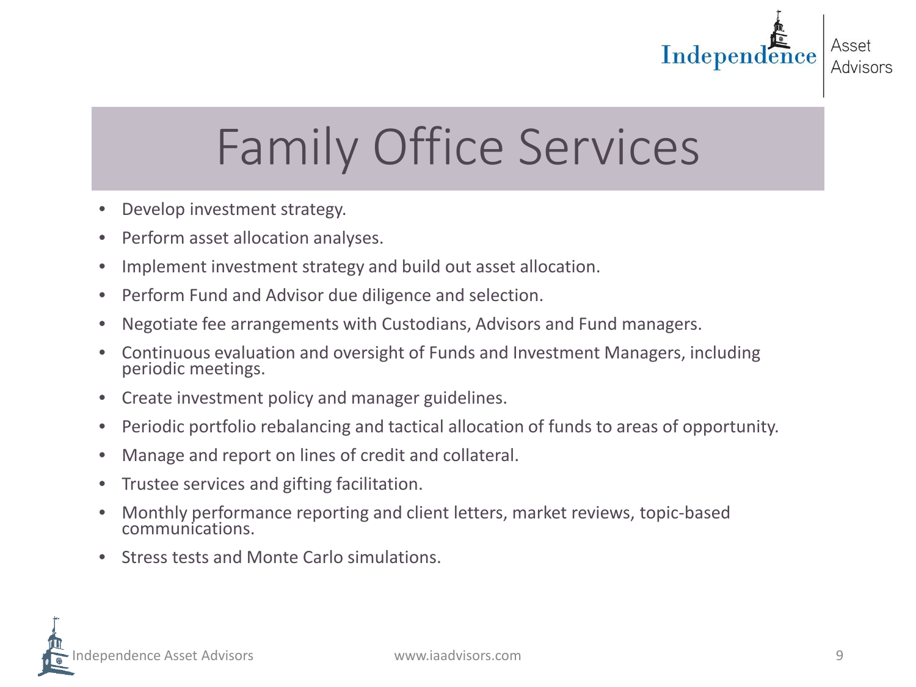# Family Office Services

- Develop investment strategy.
- Perform asset allocation analyses.
- Implement investment strategy and build out asset allocation.
- Perform Fund and Advisor due diligence and selection.
- Negotiate fee arrangements with Custodians, Advisors and Fund managers.
- Continuous evaluation and oversight of Funds and Investment Managers, including periodic meetings.
- Create investment policy and manager guidelines.
- Periodic portfolio rebalancing and tactical allocation of funds to areas of opportunity.
- Manage and report on lines of credit and collateral.
- Trustee services and gifting facilitation.
- Monthly performance reporting and client letters, market reviews, topic-based communications.
- Stress tests and Monte Carlo simulations.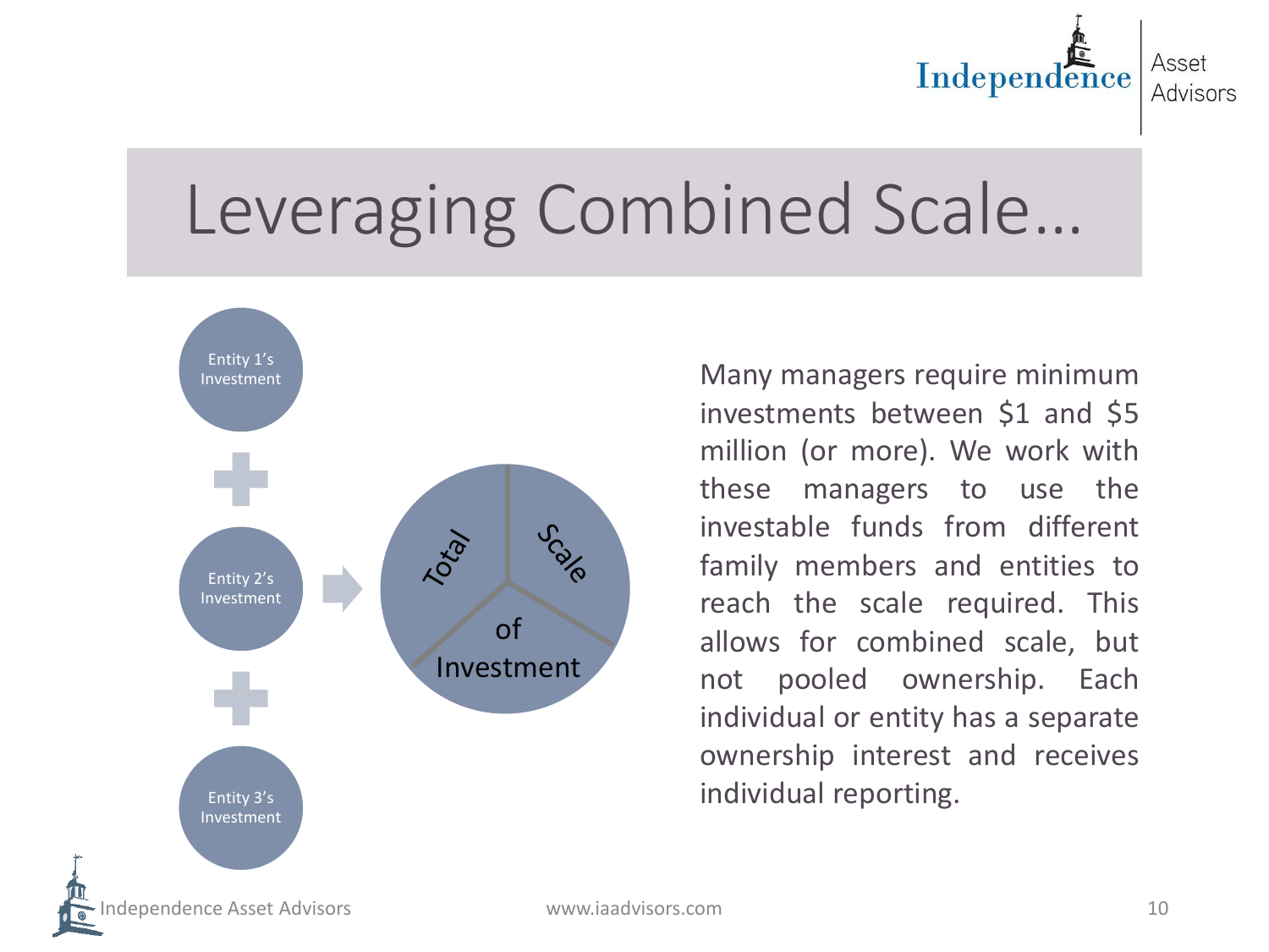# Leveraging Combined Scale…

Entity 1's Investment

+

Entity 2's Investment

+

Entity 3's Investment

→ Total Scale of Investment

Many managers require minimum investments between $1 and $5 million (or more). We work with these managers to use the investable funds from different family members and entities to reach the scale required. This allows for combined scale, but not pooled ownership. Each individual or entity has a separate ownership interest and receives individual reporting.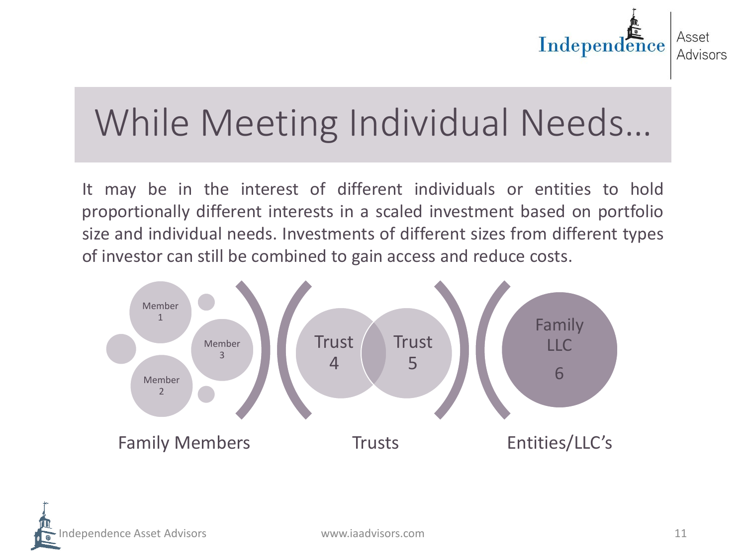# While Meeting Individual Needs…

It may be in the interest of different individuals or entities to hold proportionally different interests in a scaled investment based on portfolio size and individual needs. Investments of different sizes from different types of investor can still be combined to gain access and reduce costs.

Member 1

Member 3

Member 2

Trust 4

Trust 5

Family LLC 6

Family Members

Trusts

Entities/LLC's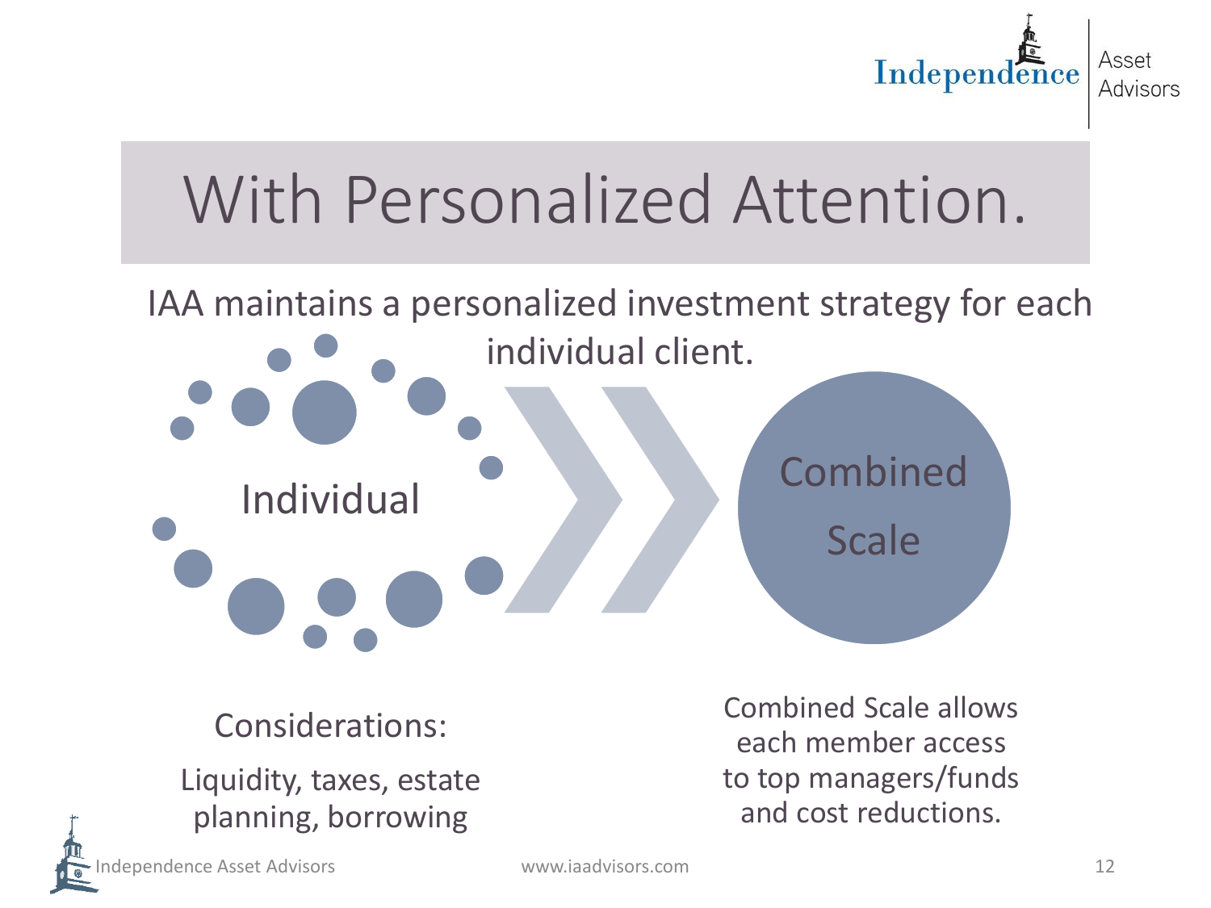# With Personalized Attention.

IAA maintains a personalized investment strategy for each individual client.

Individual

Combined Scale

Considerations:

Liquidity, taxes, estate planning, borrowing

Combined Scale allows each member access to top managers/funds and cost reductions.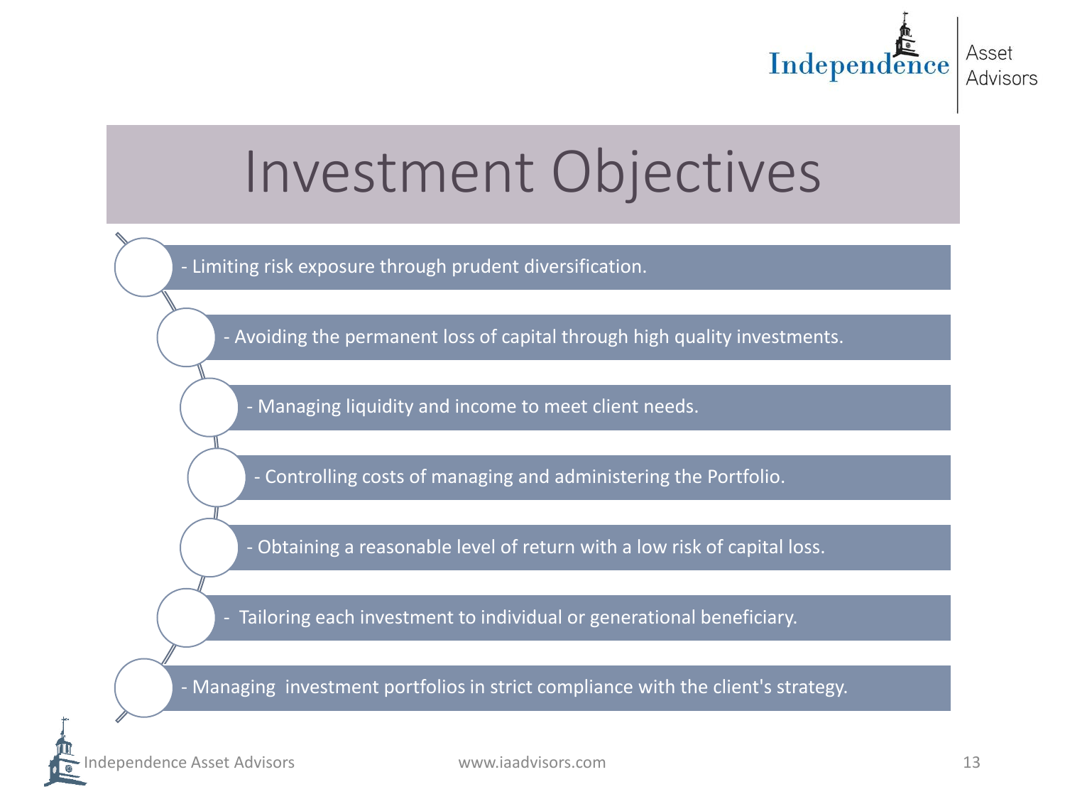# Investment Objectives

- Limiting risk exposure through prudent diversification.
- Avoiding the permanent loss of capital through high quality investments.
- Managing liquidity and income to meet client needs.
- Controlling costs of managing and administering the Portfolio.
- Obtaining a reasonable level of return with a low risk of capital loss.
- Tailoring each investment to individual or generational beneficiary.
- Managing investment portfolios in strict compliance with the client's strategy.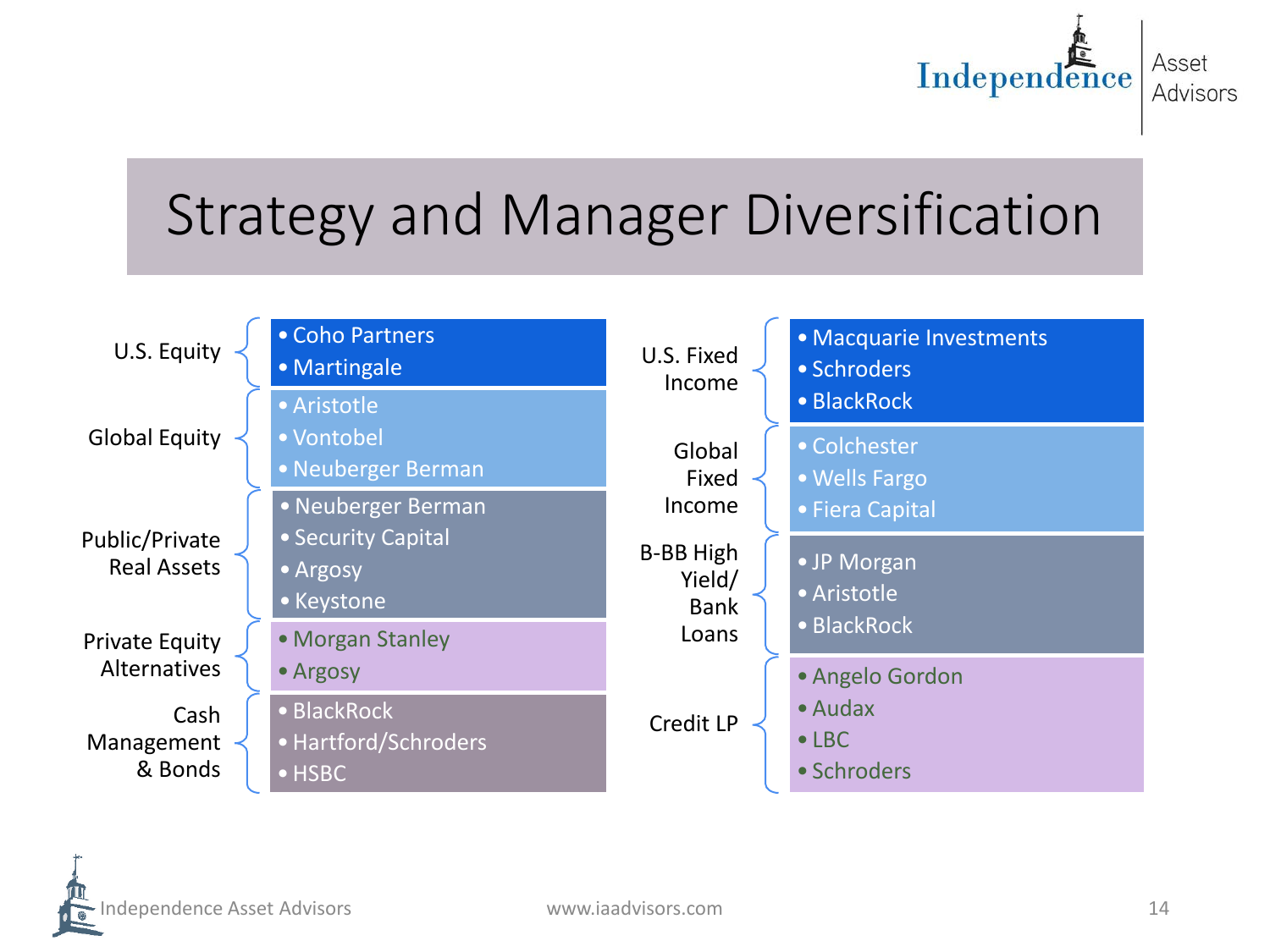# Strategy and Manager Diversification

**U.S. Equity**
- Coho Partners
- Martingale

**Global Equity**
- Aristotle
- Vontobel
- Neuberger Berman

**Public/Private Real Assets**
- Neuberger Berman
- Security Capital
- Argosy
- Keystone

**Private Equity Alternatives**
- Morgan Stanley
- Argosy

**Cash Management & Bonds**
- BlackRock
- Hartford/Schroders
- HSBC

**U.S. Fixed Income**
- Macquarie Investments
- Schroders
- BlackRock

**Global Fixed Income**
- Colchester
- Wells Fargo
- Fiera Capital

**B-BB High Yield/ Bank Loans**
- JP Morgan
- Aristotle
- BlackRock

**Credit LP**
- Angelo Gordon
- Audax
- LBC
- Schroders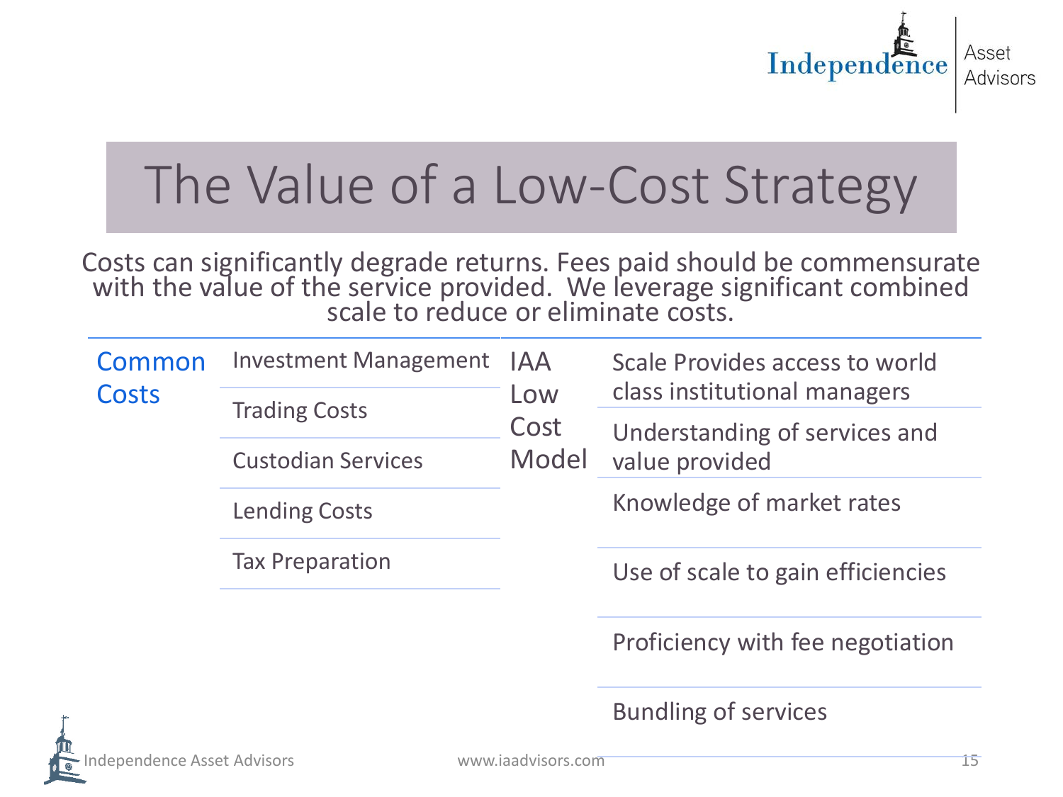# The Value of a Low-Cost Strategy

Costs can significantly degrade returns. Fees paid should be commensurate with the value of the service provided. We leverage significant combined scale to reduce or eliminate costs.

| Common Costs | | IAA Low Cost Model | |
|---|---|---|---|
| | Investment Management | | Scale Provides access to world class institutional managers |
| | Trading Costs | | Understanding of services and value provided |
| | Custodian Services | | Knowledge of market rates |
| | Lending Costs | | Use of scale to gain efficiencies |
| | Tax Preparation | | Proficiency with fee negotiation |
| | | | Bundling of services |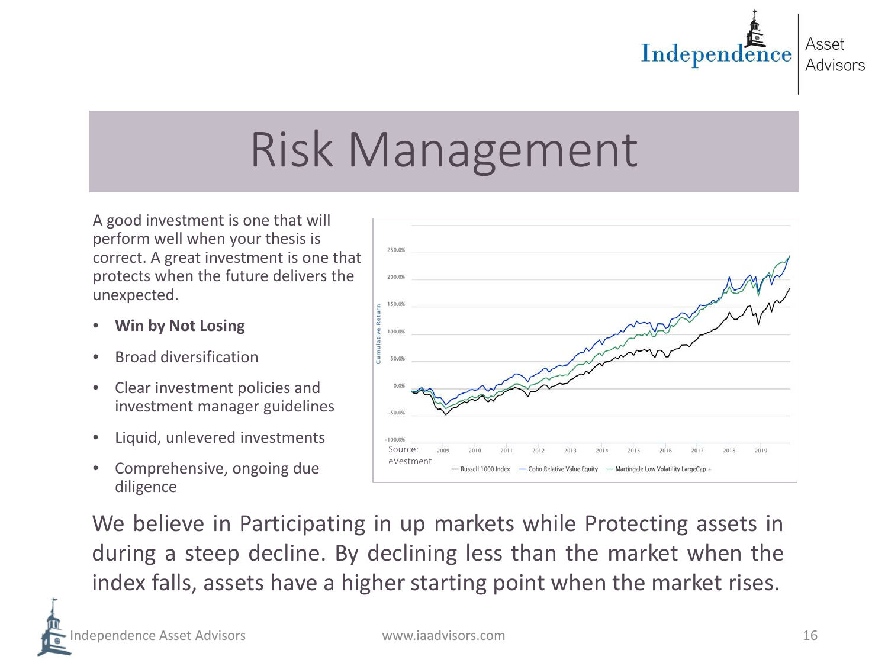# Risk Management

A good investment is one that will perform well when your thesis is correct. A great investment is one that protects when the future delivers the unexpected.

- **Win by Not Losing**
- Broad diversification
- Clear investment policies and investment manager guidelines
- Liquid, unlevered investments
- Comprehensive, ongoing due diligence

Cumulative Return

250.0%
200.0%
150.0%
100.0%
50.0%
0.0%
-50.0%
-100.0%

2009 2010 2011 2012 2013 2014 2015 2016 2017 2018 2019

Source: eVestment

— Russell 1000 Index — Coho Relative Value Equity — Martingale Low Volatility LargeCap +

We believe in Participating in up markets while Protecting assets in during a steep decline. By declining less than the market when the index falls, assets have a higher starting point when the market rises.